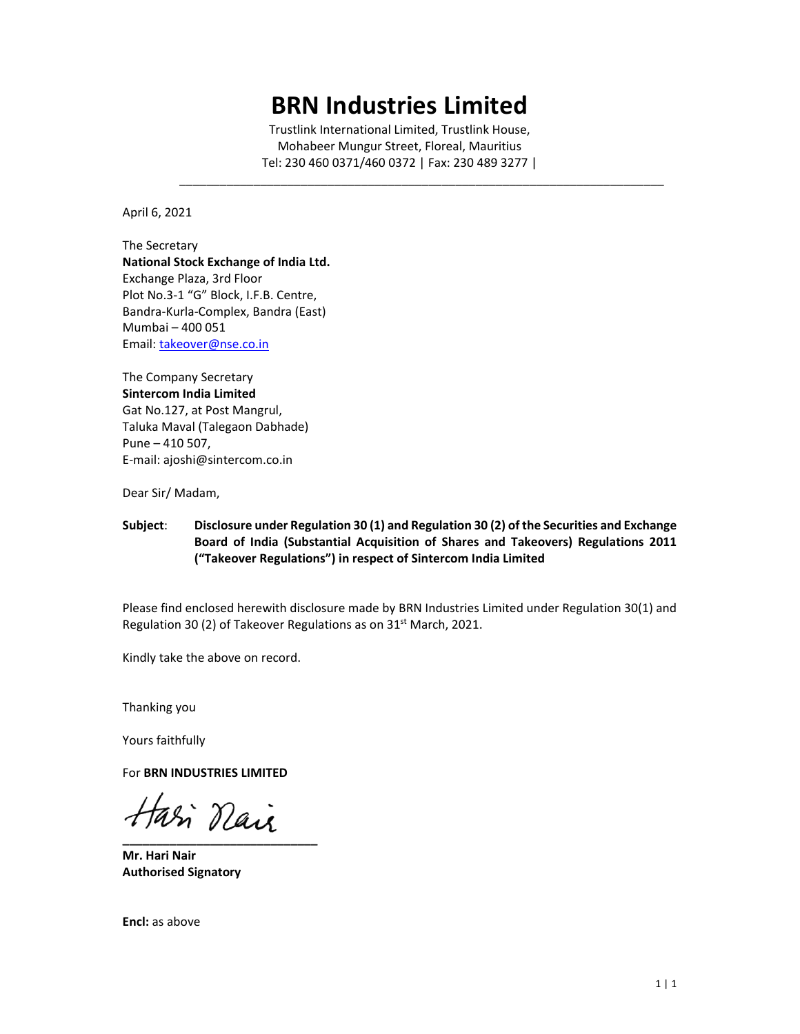# BRN Industries Limited

Trustlink International Limited, Trustlink House,
Mohabeer Mungur Street, Floreal, Mauritius
Tel: 230 460 0371/460 0372 | Fax: 230 489 3277 |

---

April 6, 2021

The Secretary
**National Stock Exchange of India Ltd.**
Exchange Plaza, 3rd Floor
Plot No.3-1 "G" Block, I.F.B. Centre,
Bandra-Kurla-Complex, Bandra (East)
Mumbai – 400 051
Email: takeover@nse.co.in

The Company Secretary
**Sintercom India Limited**
Gat No.127, at Post Mangrul,
Taluka Maval (Talegaon Dabhade)
Pune – 410 507,
E-mail: ajoshi@sintercom.co.in

Dear Sir/ Madam,

**Subject**: **Disclosure under Regulation 30 (1) and Regulation 30 (2) of the Securities and Exchange Board of India (Substantial Acquisition of Shares and Takeovers) Regulations 2011 ("Takeover Regulations") in respect of Sintercom India Limited**

Please find enclosed herewith disclosure made by BRN Industries Limited under Regulation 30(1) and Regulation 30 (2) of Takeover Regulations as on 31st March, 2021.

Kindly take the above on record.

Thanking you

Yours faithfully

For **BRN INDUSTRIES LIMITED**

Hari Nair

**Mr. Hari Nair**
**Authorised Signatory**

**Encl:** as above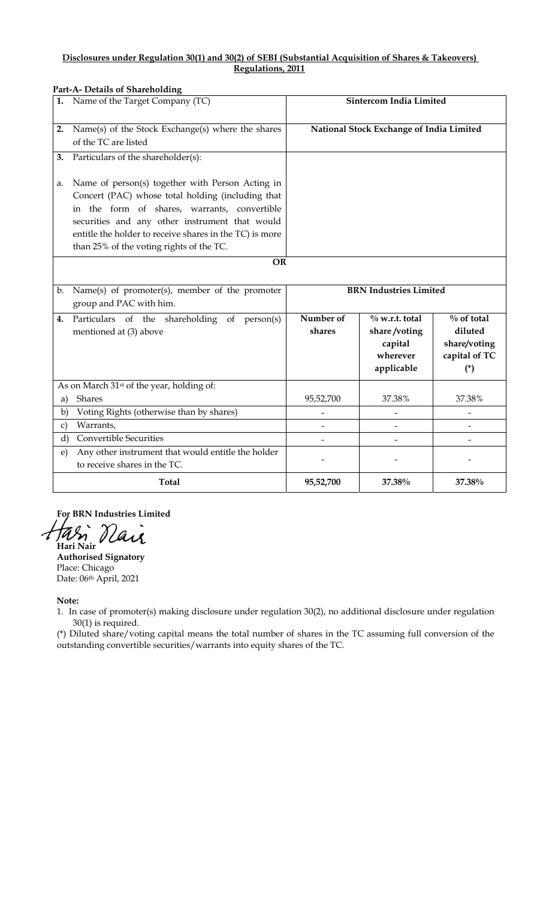**Disclosures under Regulation 30(1) and 30(2) of SEBI (Substantial Acquisition of Shares & Takeovers) Regulations, 2011**

**Part-A- Details of Shareholding**

| | | | |
|---|---|---|---|
| **1.** Name of the Target Company (TC) | **Sintercom India Limited** | | |
| **2.** Name(s) of the Stock Exchange(s) where the shares of the TC are listed | **National Stock Exchange of India Limited** | | |
| **3.** Particulars of the shareholder(s): | | | |
| a. Name of person(s) together with Person Acting in Concert (PAC) whose total holding (including that in the form of shares, warrants, convertible securities and any other instrument that would entitle the holder to receive shares in the TC) is more than 25% of the voting rights of the TC. | | | |
| **OR** | | | |
| b. Name(s) of promoter(s), member of the promoter group and PAC with him. | **BRN Industries Limited** | | |
| **4.** Particulars of the shareholding of person(s) mentioned at (3) above | **Number of shares** | **% w.r.t. total share /voting capital wherever applicable** | **% of total diluted share/voting capital of TC (*)** |
| As on March 31st of the year, holding of: | | | |
| a) Shares | 95,52,700 | 37.38% | 37.38% |
| b) Voting Rights (otherwise than by shares) | - | - | - |
| c) Warrants, | - | - | - |
| d) Convertible Securities | - | - | - |
| e) Any other instrument that would entitle the holder to receive shares in the TC. | - | - | - |
| **Total** | **95,52,700** | **37.38%** | **37.38%** |

**For BRN Industries Limited**

Hari Nair

**Hari Nair**
**Authorised Signatory**
Place: Chicago
Date: 06th April, 2021

**Note:**

1. In case of promoter(s) making disclosure under regulation 30(2), no additional disclosure under regulation 30(1) is required.

(*) Diluted share/voting capital means the total number of shares in the TC assuming full conversion of the outstanding convertible securities/warrants into equity shares of the TC.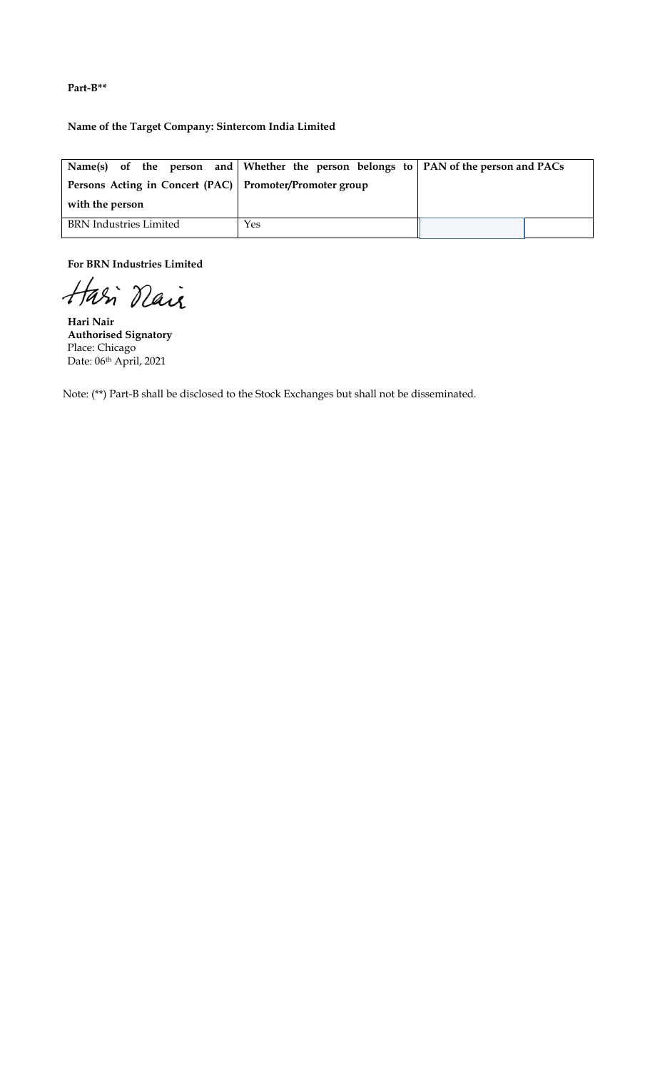**Part-B****

**Name of the Target Company: Sintercom India Limited**

| Name(s) of the person and Persons Acting in Concert (PAC) with the person | Whether the person belongs to Promoter/Promoter group | PAN of the person and PACs |
|---|---|---|
| BRN Industries Limited | Yes | |

**For BRN Industries Limited**

Hari Nair

**Hari Nair**
**Authorised Signatory**
Place: Chicago
Date: 06th April, 2021

Note: (**) Part-B shall be disclosed to the Stock Exchanges but shall not be disseminated.